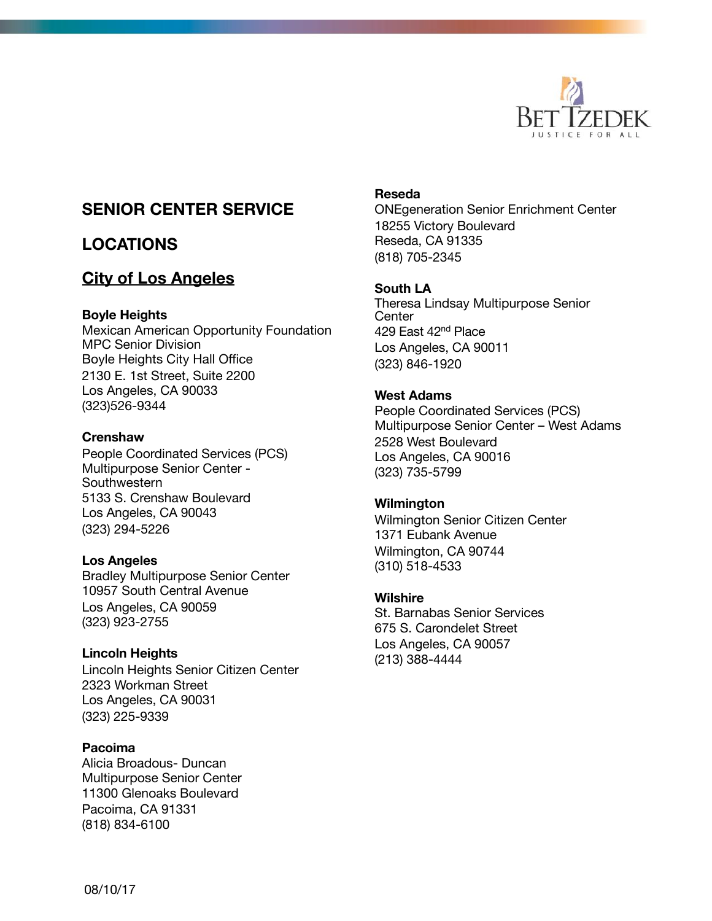# SENIOR CENTER SERVICE

# LOCATIONS

## City of Los Angeles

**Boyle Heights**
Mexican American Opportunity Foundation
MPC Senior Division
Boyle Heights City Hall Office
2130 E. 1st Street, Suite 2200
Los Angeles, CA 90033
(323)526-9344

**Crenshaw**
People Coordinated Services (PCS)
Multipurpose Senior Center - Southwestern
5133 S. Crenshaw Boulevard
Los Angeles, CA 90043
(323) 294-5226

**Los Angeles**
Bradley Multipurpose Senior Center
10957 South Central Avenue
Los Angeles, CA 90059
(323) 923-2755

**Lincoln Heights**
Lincoln Heights Senior Citizen Center
2323 Workman Street
Los Angeles, CA 90031
(323) 225-9339

**Pacoima**
Alicia Broadous- Duncan Multipurpose Senior Center
11300 Glenoaks Boulevard
Pacoima, CA 91331
(818) 834-6100

**Reseda**
ONEgeneration Senior Enrichment Center
18255 Victory Boulevard
Reseda, CA 91335
(818) 705-2345

**South LA**
Theresa Lindsay Multipurpose Senior Center
429 East 42nd Place
Los Angeles, CA 90011
(323) 846-1920

**West Adams**
People Coordinated Services (PCS)
Multipurpose Senior Center – West Adams
2528 West Boulevard
Los Angeles, CA 90016
(323) 735-5799

**Wilmington**
Wilmington Senior Citizen Center
1371 Eubank Avenue
Wilmington, CA 90744
(310) 518-4533

**Wilshire**
St. Barnabas Senior Services
675 S. Carondelet Street
Los Angeles, CA 90057
(213) 388-4444

08/10/17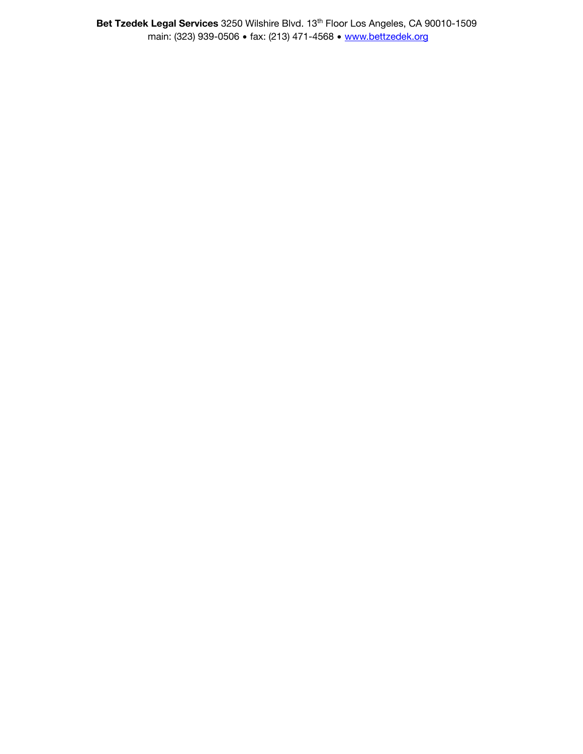**Bet Tzedek Legal Services** 3250 Wilshire Blvd. 13th Floor Los Angeles, CA 90010-1509
main: (323) 939-0506 • fax: (213) 471-4568 • www.bettzedek.org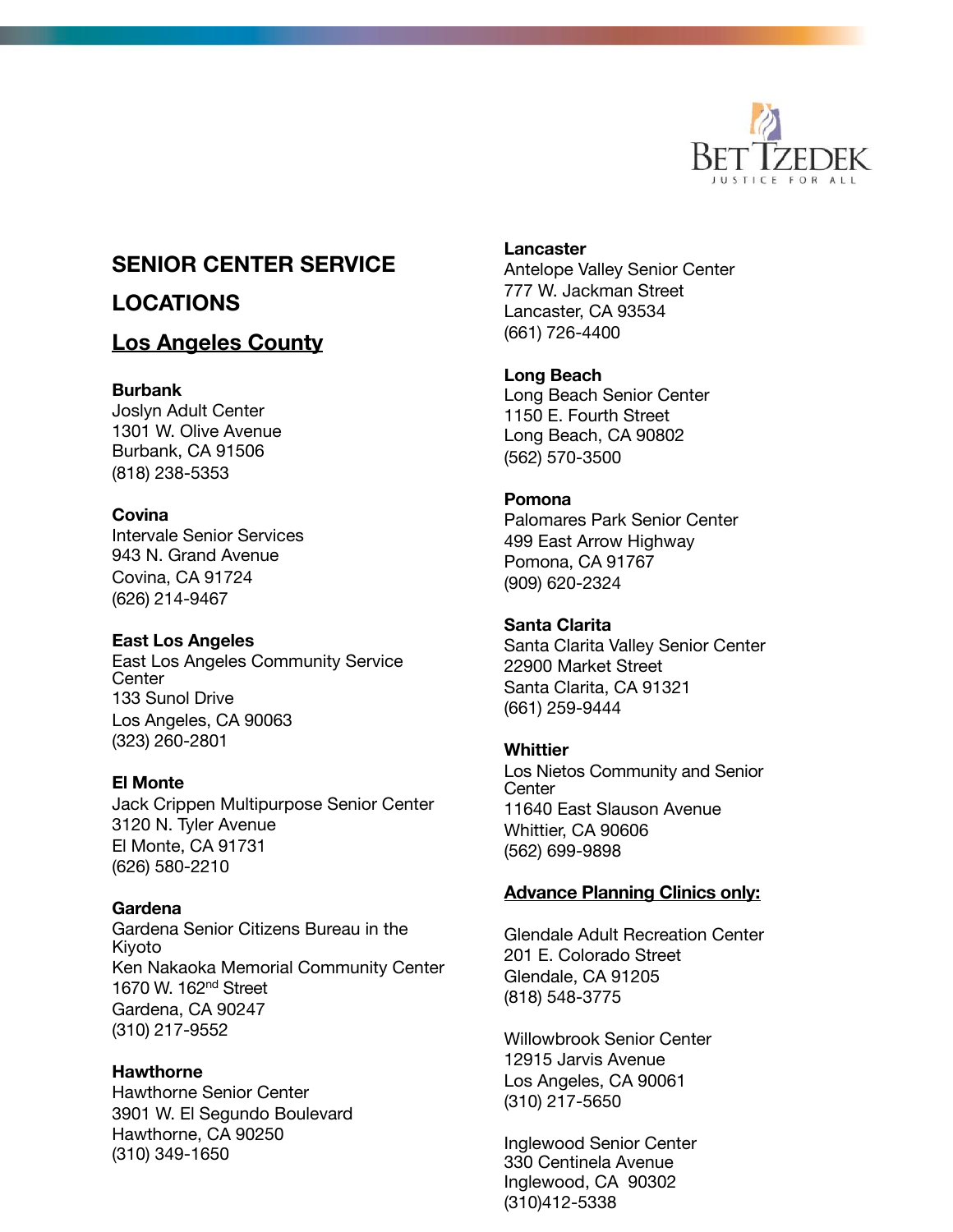## SENIOR CENTER SERVICE LOCATIONS

### Los Angeles County

**Burbank**
Joslyn Adult Center
1301 W. Olive Avenue
Burbank, CA 91506
(818) 238-5353

**Covina**
Intervale Senior Services
943 N. Grand Avenue
Covina, CA 91724
(626) 214-9467

**East Los Angeles**
East Los Angeles Community Service Center
133 Sunol Drive
Los Angeles, CA 90063
(323) 260-2801

**El Monte**
Jack Crippen Multipurpose Senior Center
3120 N. Tyler Avenue
El Monte, CA 91731
(626) 580-2210

**Gardena**
Gardena Senior Citizens Bureau in the Kiyoto Ken Nakaoka Memorial Community Center
1670 W. 162nd Street
Gardena, CA 90247
(310) 217-9552

**Hawthorne**
Hawthorne Senior Center
3901 W. El Segundo Boulevard
Hawthorne, CA 90250
(310) 349-1650

**Lancaster**
Antelope Valley Senior Center
777 W. Jackman Street
Lancaster, CA 93534
(661) 726-4400

**Long Beach**
Long Beach Senior Center
1150 E. Fourth Street
Long Beach, CA 90802
(562) 570-3500

**Pomona**
Palomares Park Senior Center
499 East Arrow Highway
Pomona, CA 91767
(909) 620-2324

**Santa Clarita**
Santa Clarita Valley Senior Center
22900 Market Street
Santa Clarita, CA 91321
(661) 259-9444

**Whittier**
Los Nietos Community and Senior Center
11640 East Slauson Avenue
Whittier, CA 90606
(562) 699-9898

**Advance Planning Clinics only:**

Glendale Adult Recreation Center
201 E. Colorado Street
Glendale, CA 91205
(818) 548-3775

Willowbrook Senior Center
12915 Jarvis Avenue
Los Angeles, CA 90061
(310) 217-5650

Inglewood Senior Center
330 Centinela Avenue
Inglewood, CA 90302
(310)412-5338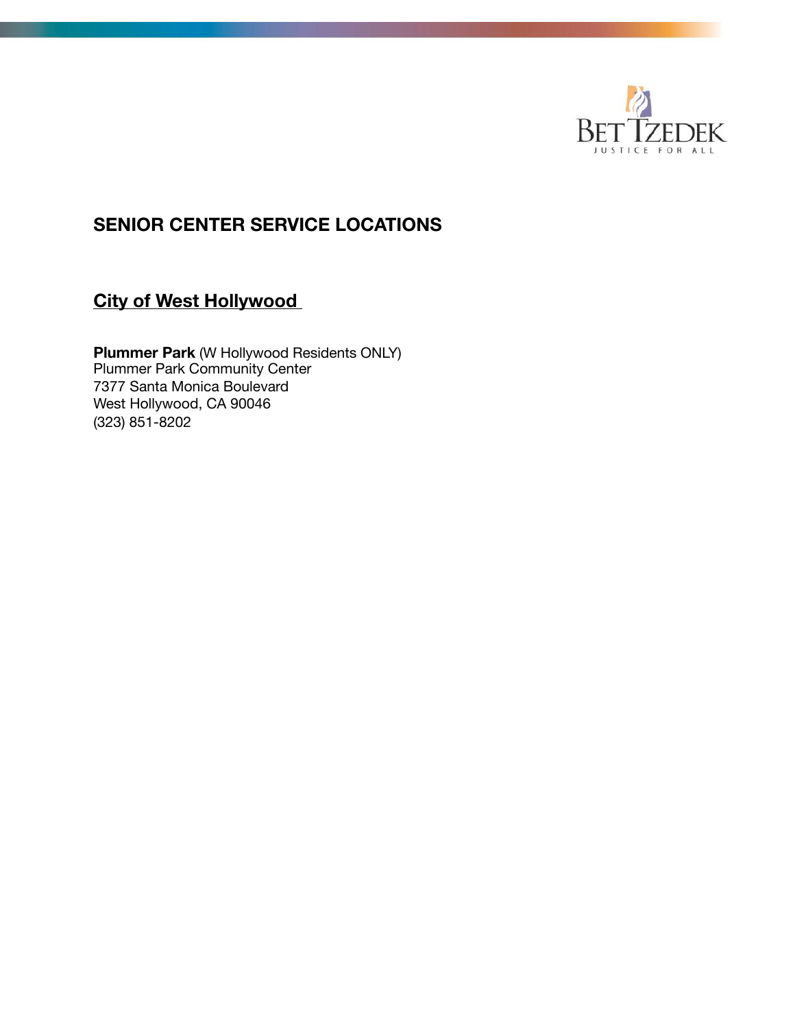## SENIOR CENTER SERVICE LOCATIONS

### City of West Hollywood

**Plummer Park** (W Hollywood Residents ONLY)
Plummer Park Community Center
7377 Santa Monica Boulevard
West Hollywood, CA 90046
(323) 851-8202